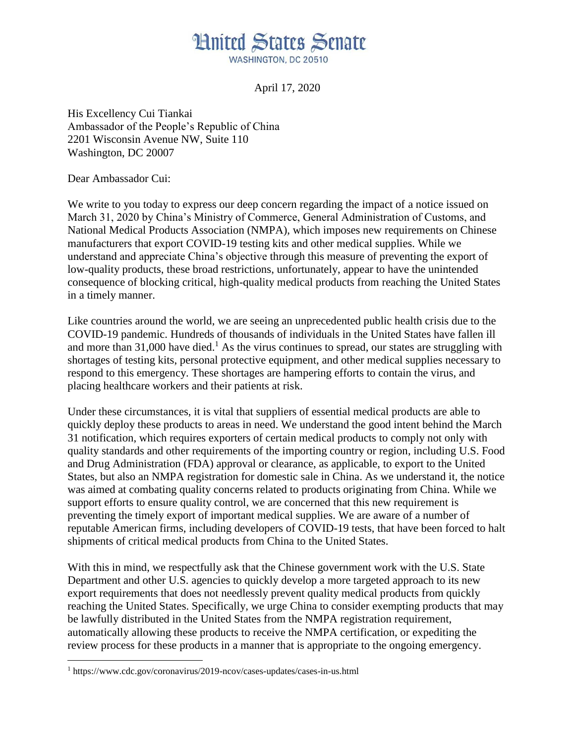# United States Senate

WASHINGTON, DC 20510

April 17, 2020

His Excellency Cui Tiankai
Ambassador of the People's Republic of China
2201 Wisconsin Avenue NW, Suite 110
Washington, DC 20007

Dear Ambassador Cui:

We write to you today to express our deep concern regarding the impact of a notice issued on March 31, 2020 by China's Ministry of Commerce, General Administration of Customs, and National Medical Products Association (NMPA), which imposes new requirements on Chinese manufacturers that export COVID-19 testing kits and other medical supplies. While we understand and appreciate China's objective through this measure of preventing the export of low-quality products, these broad restrictions, unfortunately, appear to have the unintended consequence of blocking critical, high-quality medical products from reaching the United States in a timely manner.

Like countries around the world, we are seeing an unprecedented public health crisis due to the COVID-19 pandemic. Hundreds of thousands of individuals in the United States have fallen ill and more than 31,000 have died.[1] As the virus continues to spread, our states are struggling with shortages of testing kits, personal protective equipment, and other medical supplies necessary to respond to this emergency. These shortages are hampering efforts to contain the virus, and placing healthcare workers and their patients at risk.

Under these circumstances, it is vital that suppliers of essential medical products are able to quickly deploy these products to areas in need. We understand the good intent behind the March 31 notification, which requires exporters of certain medical products to comply not only with quality standards and other requirements of the importing country or region, including U.S. Food and Drug Administration (FDA) approval or clearance, as applicable, to export to the United States, but also an NMPA registration for domestic sale in China. As we understand it, the notice was aimed at combating quality concerns related to products originating from China. While we support efforts to ensure quality control, we are concerned that this new requirement is preventing the timely export of important medical supplies. We are aware of a number of reputable American firms, including developers of COVID-19 tests, that have been forced to halt shipments of critical medical products from China to the United States.

With this in mind, we respectfully ask that the Chinese government work with the U.S. State Department and other U.S. agencies to quickly develop a more targeted approach to its new export requirements that does not needlessly prevent quality medical products from quickly reaching the United States. Specifically, we urge China to consider exempting products that may be lawfully distributed in the United States from the NMPA registration requirement, automatically allowing these products to receive the NMPA certification, or expediting the review process for these products in a manner that is appropriate to the ongoing emergency.

---

[1] https://www.cdc.gov/coronavirus/2019-ncov/cases-updates/cases-in-us.html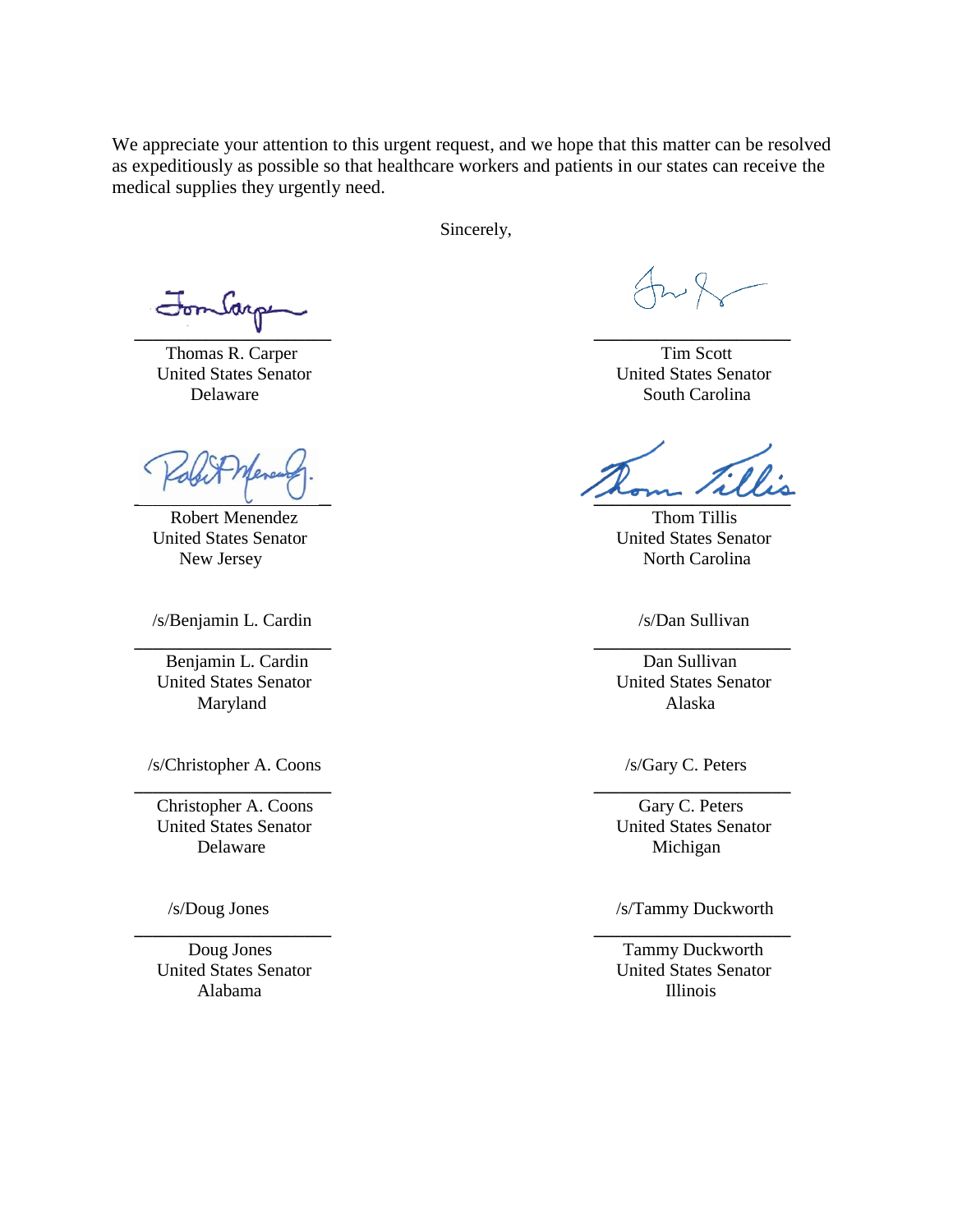We appreciate your attention to this urgent request, and we hope that this matter can be resolved as expeditiously as possible so that healthcare workers and patients in our states can receive the medical supplies they urgently need.

Sincerely,

Thomas R. Carper
United States Senator
Delaware

Tim Scott
United States Senator
South Carolina

Robert Menendez
United States Senator
New Jersey

Thom Tillis
United States Senator
North Carolina

/s/Benjamin L. Cardin

Benjamin L. Cardin
United States Senator
Maryland

/s/Dan Sullivan

Dan Sullivan
United States Senator
Alaska

/s/Christopher A. Coons

Christopher A. Coons
United States Senator
Delaware

/s/Gary C. Peters

Gary C. Peters
United States Senator
Michigan

/s/Doug Jones

Doug Jones
United States Senator
Alabama

/s/Tammy Duckworth

Tammy Duckworth
United States Senator
Illinois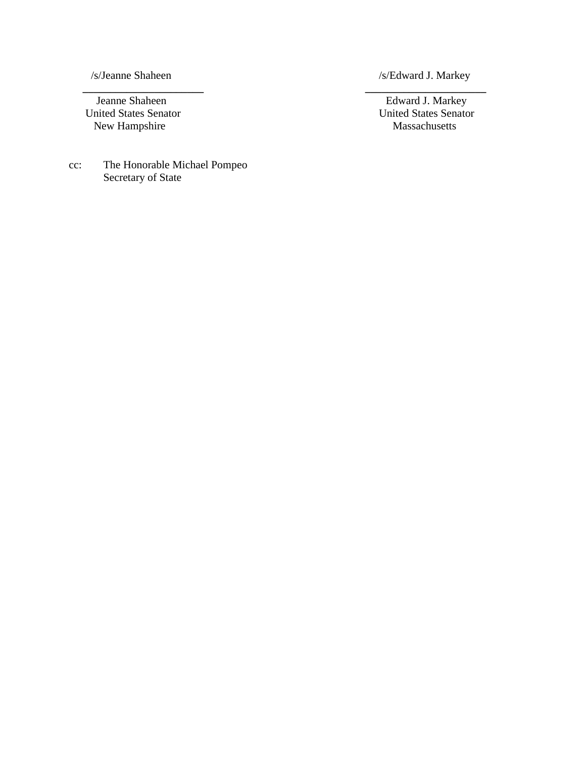/s/Jeanne Shaheen

\_\_\_\_\_\_\_\_\_\_\_\_\_\_\_\_\_\_\_\_\_\_

Jeanne Shaheen
United States Senator
New Hampshire

/s/Edward J. Markey

\_\_\_\_\_\_\_\_\_\_\_\_\_\_\_\_\_\_\_\_\_\_

Edward J. Markey
United States Senator
Massachusetts

cc: The Honorable Michael Pompeo
Secretary of State